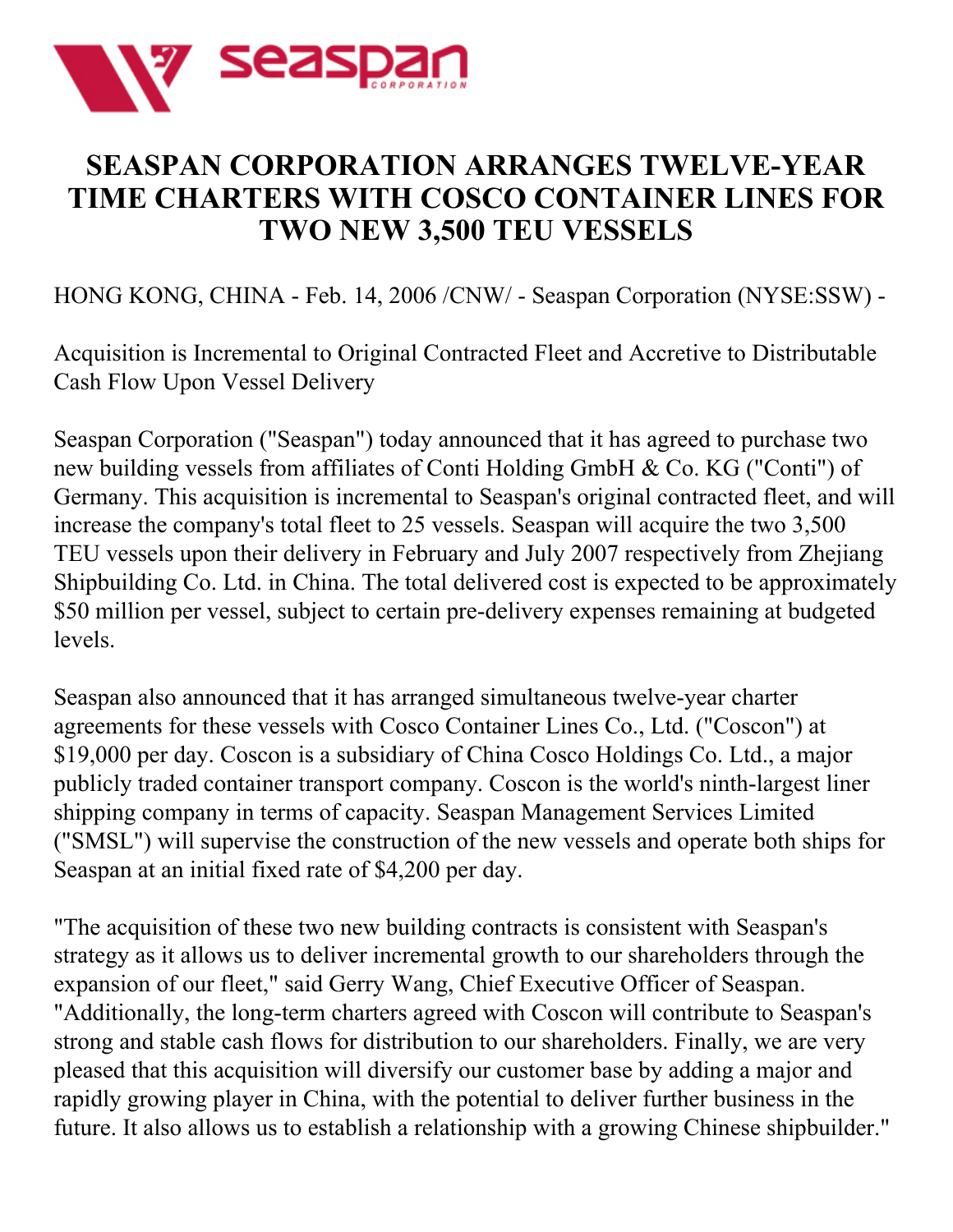# SEASPAN CORPORATION ARRANGES TWELVE-YEAR TIME CHARTERS WITH COSCO CONTAINER LINES FOR TWO NEW 3,500 TEU VESSELS

HONG KONG, CHINA - Feb. 14, 2006 /CNW/ - Seaspan Corporation (NYSE:SSW) -

Acquisition is Incremental to Original Contracted Fleet and Accretive to Distributable Cash Flow Upon Vessel Delivery

Seaspan Corporation ("Seaspan") today announced that it has agreed to purchase two new building vessels from affiliates of Conti Holding GmbH & Co. KG ("Conti") of Germany. This acquisition is incremental to Seaspan's original contracted fleet, and will increase the company's total fleet to 25 vessels. Seaspan will acquire the two 3,500 TEU vessels upon their delivery in February and July 2007 respectively from Zhejiang Shipbuilding Co. Ltd. in China. The total delivered cost is expected to be approximately $50 million per vessel, subject to certain pre-delivery expenses remaining at budgeted levels.

Seaspan also announced that it has arranged simultaneous twelve-year charter agreements for these vessels with Cosco Container Lines Co., Ltd. ("Coscon") at $19,000 per day. Coscon is a subsidiary of China Cosco Holdings Co. Ltd., a major publicly traded container transport company. Coscon is the world's ninth-largest liner shipping company in terms of capacity. Seaspan Management Services Limited ("SMSL") will supervise the construction of the new vessels and operate both ships for Seaspan at an initial fixed rate of $4,200 per day.

"The acquisition of these two new building contracts is consistent with Seaspan's strategy as it allows us to deliver incremental growth to our shareholders through the expansion of our fleet," said Gerry Wang, Chief Executive Officer of Seaspan. "Additionally, the long-term charters agreed with Coscon will contribute to Seaspan's strong and stable cash flows for distribution to our shareholders. Finally, we are very pleased that this acquisition will diversify our customer base by adding a major and rapidly growing player in China, with the potential to deliver further business in the future. It also allows us to establish a relationship with a growing Chinese shipbuilder."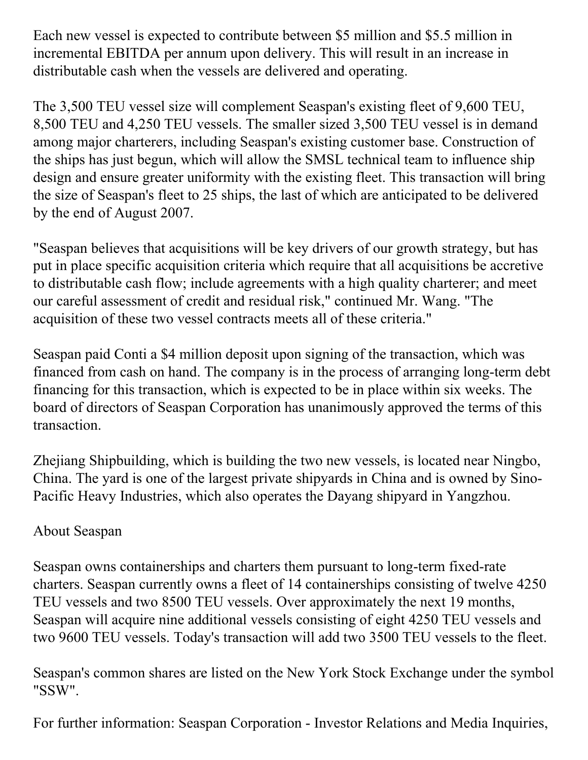Each new vessel is expected to contribute between $5 million and $5.5 million in incremental EBITDA per annum upon delivery. This will result in an increase in distributable cash when the vessels are delivered and operating.

The 3,500 TEU vessel size will complement Seaspan's existing fleet of 9,600 TEU, 8,500 TEU and 4,250 TEU vessels. The smaller sized 3,500 TEU vessel is in demand among major charterers, including Seaspan's existing customer base. Construction of the ships has just begun, which will allow the SMSL technical team to influence ship design and ensure greater uniformity with the existing fleet. This transaction will bring the size of Seaspan's fleet to 25 ships, the last of which are anticipated to be delivered by the end of August 2007.

"Seaspan believes that acquisitions will be key drivers of our growth strategy, but has put in place specific acquisition criteria which require that all acquisitions be accretive to distributable cash flow; include agreements with a high quality charterer; and meet our careful assessment of credit and residual risk," continued Mr. Wang. "The acquisition of these two vessel contracts meets all of these criteria."

Seaspan paid Conti a $4 million deposit upon signing of the transaction, which was financed from cash on hand. The company is in the process of arranging long-term debt financing for this transaction, which is expected to be in place within six weeks. The board of directors of Seaspan Corporation has unanimously approved the terms of this transaction.

Zhejiang Shipbuilding, which is building the two new vessels, is located near Ningbo, China. The yard is one of the largest private shipyards in China and is owned by Sino-Pacific Heavy Industries, which also operates the Dayang shipyard in Yangzhou.

About Seaspan

Seaspan owns containerships and charters them pursuant to long-term fixed-rate charters. Seaspan currently owns a fleet of 14 containerships consisting of twelve 4250 TEU vessels and two 8500 TEU vessels. Over approximately the next 19 months, Seaspan will acquire nine additional vessels consisting of eight 4250 TEU vessels and two 9600 TEU vessels. Today's transaction will add two 3500 TEU vessels to the fleet.

Seaspan's common shares are listed on the New York Stock Exchange under the symbol "SSW".

For further information: Seaspan Corporation - Investor Relations and Media Inquiries,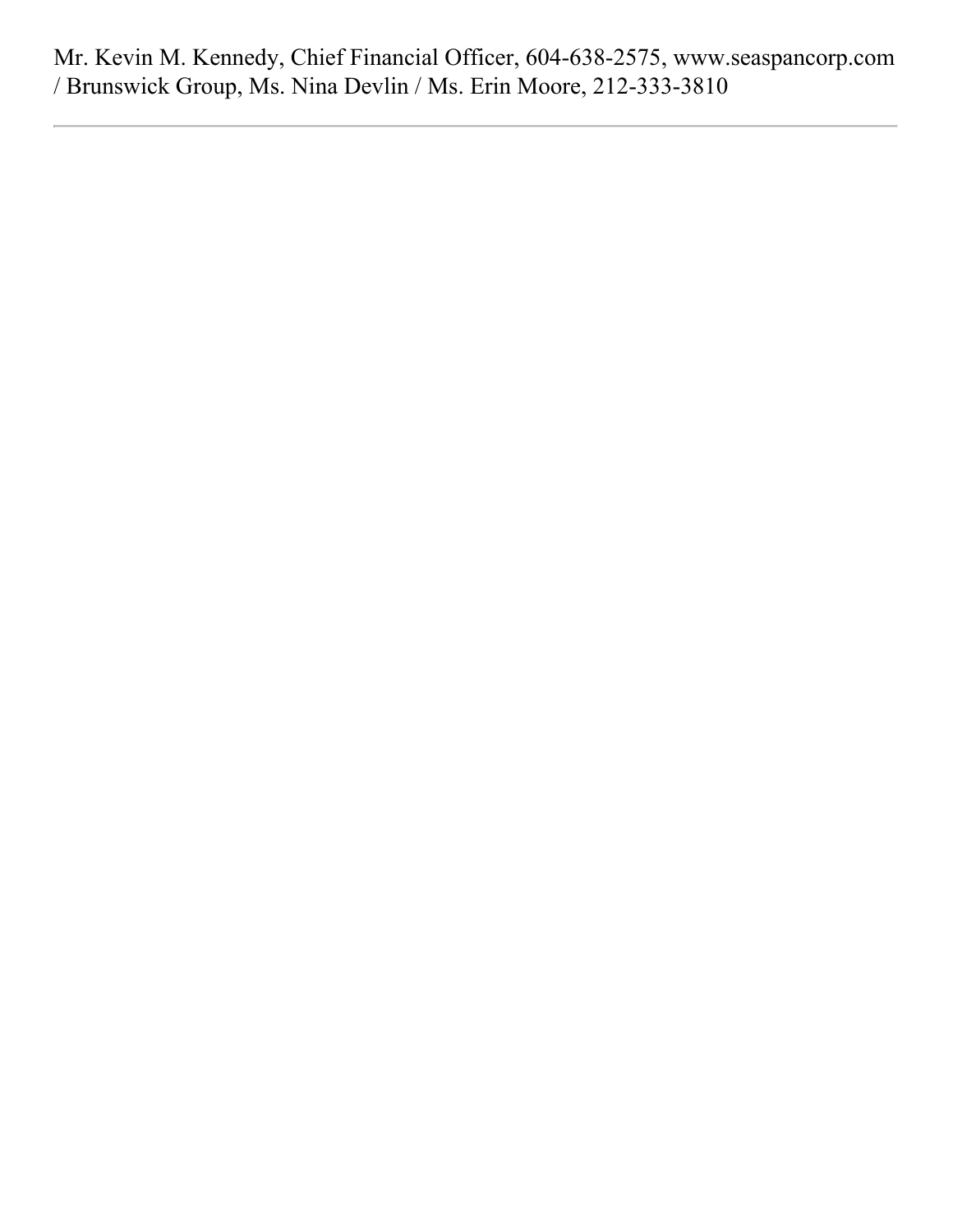Mr. Kevin M. Kennedy, Chief Financial Officer, 604-638-2575, www.seaspancorp.com / Brunswick Group, Ms. Nina Devlin / Ms. Erin Moore, 212-333-3810

---